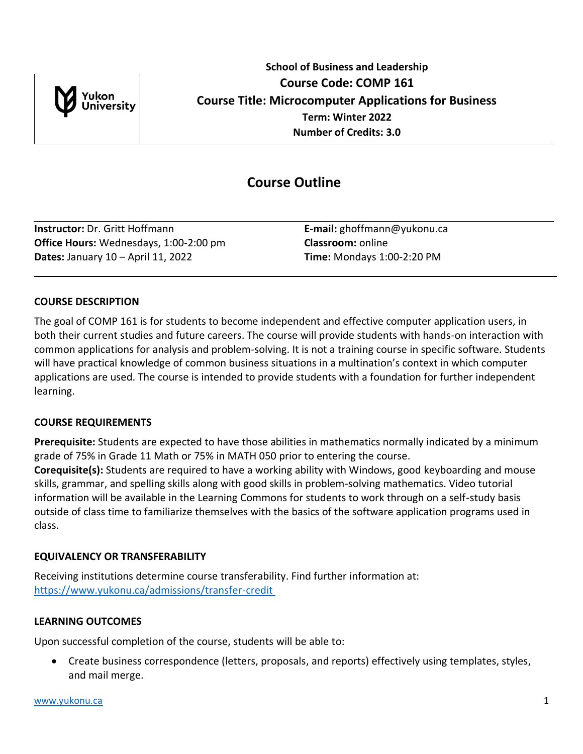School of Business and Leadership

**Course Code: COMP 161**

**Course Title: Microcomputer Applications for Business**

**Term: Winter 2022**

**Number of Credits: 3.0**

# Course Outline

**Instructor:** Dr. Gritt Hoffmann
**E-mail:** ghoffmann@yukonu.ca
**Office Hours:** Wednesdays, 1:00-2:00 pm
**Classroom:** online
**Dates:** January 10 – April 11, 2022
**Time:** Mondays 1:00-2:20 PM

## COURSE DESCRIPTION

The goal of COMP 161 is for students to become independent and effective computer application users, in both their current studies and future careers. The course will provide students with hands-on interaction with common applications for analysis and problem-solving. It is not a training course in specific software. Students will have practical knowledge of common business situations in a multination's context in which computer applications are used. The course is intended to provide students with a foundation for further independent learning.

## COURSE REQUIREMENTS

**Prerequisite:** Students are expected to have those abilities in mathematics normally indicated by a minimum grade of 75% in Grade 11 Math or 75% in MATH 050 prior to entering the course.
**Corequisite(s):** Students are required to have a working ability with Windows, good keyboarding and mouse skills, grammar, and spelling skills along with good skills in problem-solving mathematics. Video tutorial information will be available in the Learning Commons for students to work through on a self-study basis outside of class time to familiarize themselves with the basics of the software application programs used in class.

## EQUIVALENCY OR TRANSFERABILITY

Receiving institutions determine course transferability. Find further information at: https://www.yukonu.ca/admissions/transfer-credit

## LEARNING OUTCOMES

Upon successful completion of the course, students will be able to:

- Create business correspondence (letters, proposals, and reports) effectively using templates, styles, and mail merge.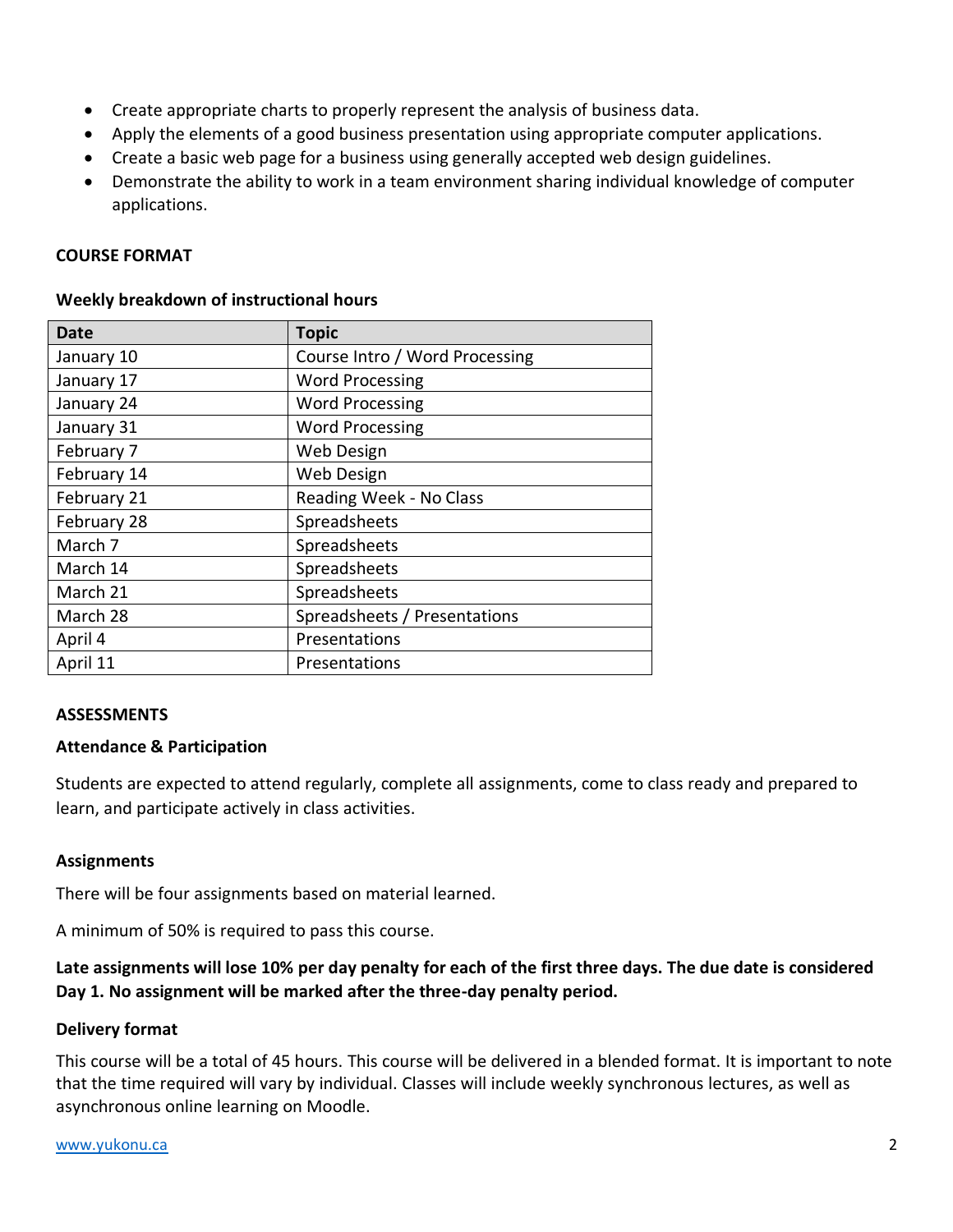- Create appropriate charts to properly represent the analysis of business data.
- Apply the elements of a good business presentation using appropriate computer applications.
- Create a basic web page for a business using generally accepted web design guidelines.
- Demonstrate the ability to work in a team environment sharing individual knowledge of computer applications.

## COURSE FORMAT

### Weekly breakdown of instructional hours

| Date | Topic |
|---|---|
| January 10 | Course Intro / Word Processing |
| January 17 | Word Processing |
| January 24 | Word Processing |
| January 31 | Word Processing |
| February 7 | Web Design |
| February 14 | Web Design |
| February 21 | Reading Week - No Class |
| February 28 | Spreadsheets |
| March 7 | Spreadsheets |
| March 14 | Spreadsheets |
| March 21 | Spreadsheets |
| March 28 | Spreadsheets / Presentations |
| April 4 | Presentations |
| April 11 | Presentations |

## ASSESSMENTS

### Attendance & Participation

Students are expected to attend regularly, complete all assignments, come to class ready and prepared to learn, and participate actively in class activities.

### Assignments

There will be four assignments based on material learned.

A minimum of 50% is required to pass this course.

**Late assignments will lose 10% per day penalty for each of the first three days. The due date is considered Day 1. No assignment will be marked after the three-day penalty period.**

### Delivery format

This course will be a total of 45 hours. This course will be delivered in a blended format. It is important to note that the time required will vary by individual. Classes will include weekly synchronous lectures, as well as asynchronous online learning on Moodle.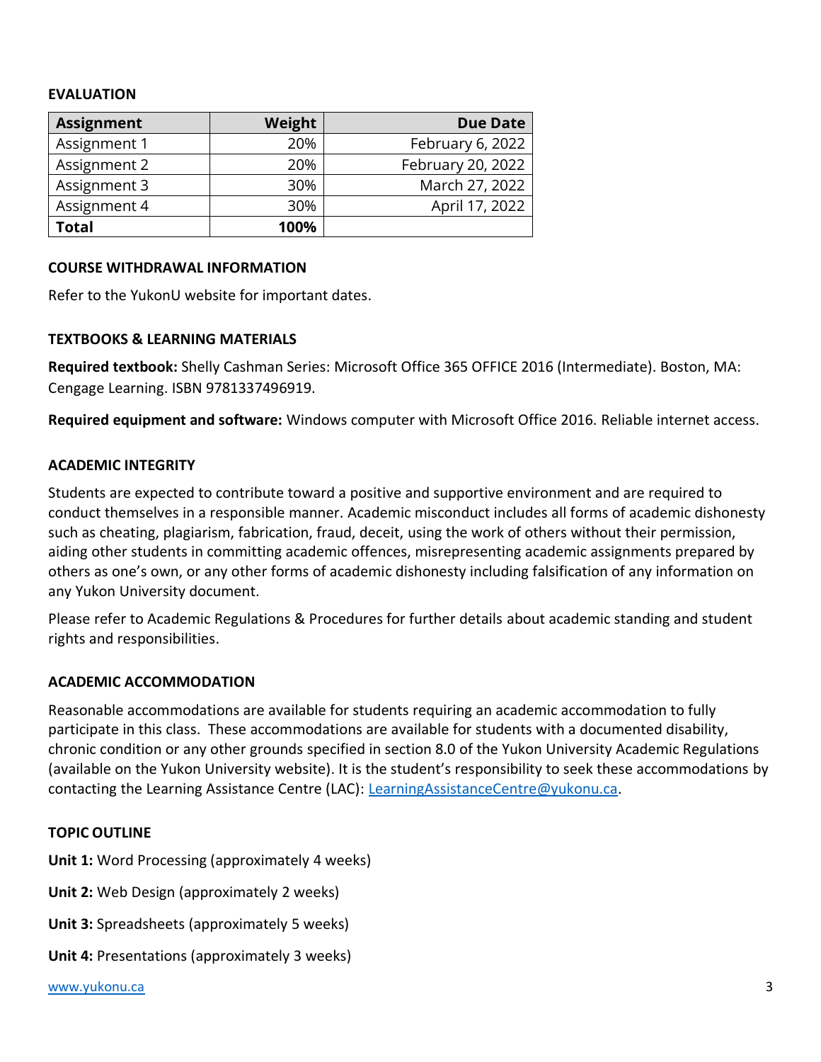## EVALUATION

| Assignment | Weight | Due Date |
|---|---:|---:|
| Assignment 1 | 20% | February 6, 2022 |
| Assignment 2 | 20% | February 20, 2022 |
| Assignment 3 | 30% | March 27, 2022 |
| Assignment 4 | 30% | April 17, 2022 |
| **Total** | **100%** | |

## COURSE WITHDRAWAL INFORMATION

Refer to the YukonU website for important dates.

## TEXTBOOKS & LEARNING MATERIALS

**Required textbook:** Shelly Cashman Series: Microsoft Office 365 OFFICE 2016 (Intermediate). Boston, MA: Cengage Learning. ISBN 9781337496919.

**Required equipment and software:** Windows computer with Microsoft Office 2016. Reliable internet access.

## ACADEMIC INTEGRITY

Students are expected to contribute toward a positive and supportive environment and are required to conduct themselves in a responsible manner. Academic misconduct includes all forms of academic dishonesty such as cheating, plagiarism, fabrication, fraud, deceit, using the work of others without their permission, aiding other students in committing academic offences, misrepresenting academic assignments prepared by others as one's own, or any other forms of academic dishonesty including falsification of any information on any Yukon University document.

Please refer to Academic Regulations & Procedures for further details about academic standing and student rights and responsibilities.

## ACADEMIC ACCOMMODATION

Reasonable accommodations are available for students requiring an academic accommodation to fully participate in this class. These accommodations are available for students with a documented disability, chronic condition or any other grounds specified in section 8.0 of the Yukon University Academic Regulations (available on the Yukon University website). It is the student's responsibility to seek these accommodations by contacting the Learning Assistance Centre (LAC): LearningAssistanceCentre@yukonu.ca.

## TOPIC OUTLINE

**Unit 1:** Word Processing (approximately 4 weeks)

**Unit 2:** Web Design (approximately 2 weeks)

**Unit 3:** Spreadsheets (approximately 5 weeks)

**Unit 4:** Presentations (approximately 3 weeks)